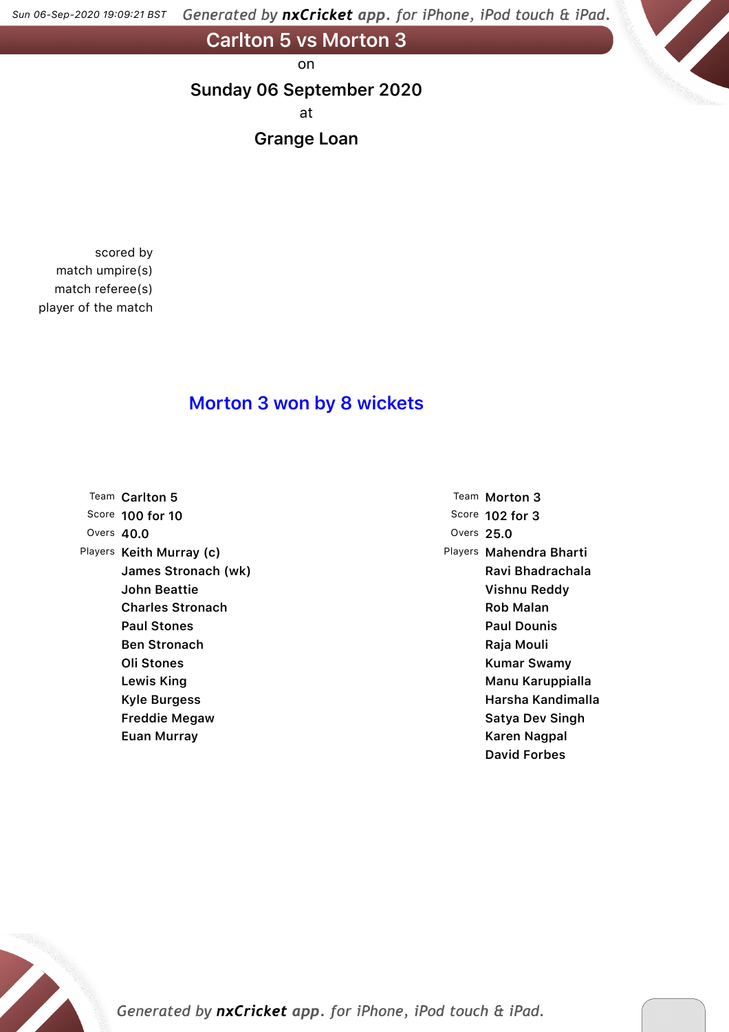# Carlton 5 vs Morton 3

on

**Sunday 06 September 2020**

at

**Grange Loan**

scored by
match umpire(s)
match referee(s)
player of the match

## Morton 3 won by 8 wickets

| | Carlton 5 | | Morton 3 |
|---|---|---|---|
| Team | Carlton 5 | Team | Morton 3 |
| Score | 100 for 10 | Score | 102 for 3 |
| Overs | 40.0 | Overs | 25.0 |
| Players | Keith Murray (c) | Players | Mahendra Bharti |
| | James Stronach (wk) | | Ravi Bhadrachala |
| | John Beattie | | Vishnu Reddy |
| | Charles Stronach | | Rob Malan |
| | Paul Stones | | Paul Dounis |
| | Ben Stronach | | Raja Mouli |
| | Oli Stones | | Kumar Swamy |
| | Lewis King | | Manu Karuppialla |
| | Kyle Burgess | | Harsha Kandimalla |
| | Freddie Megaw | | Satya Dev Singh |
| | Euan Murray | | Karen Nagpal |
| | | | David Forbes |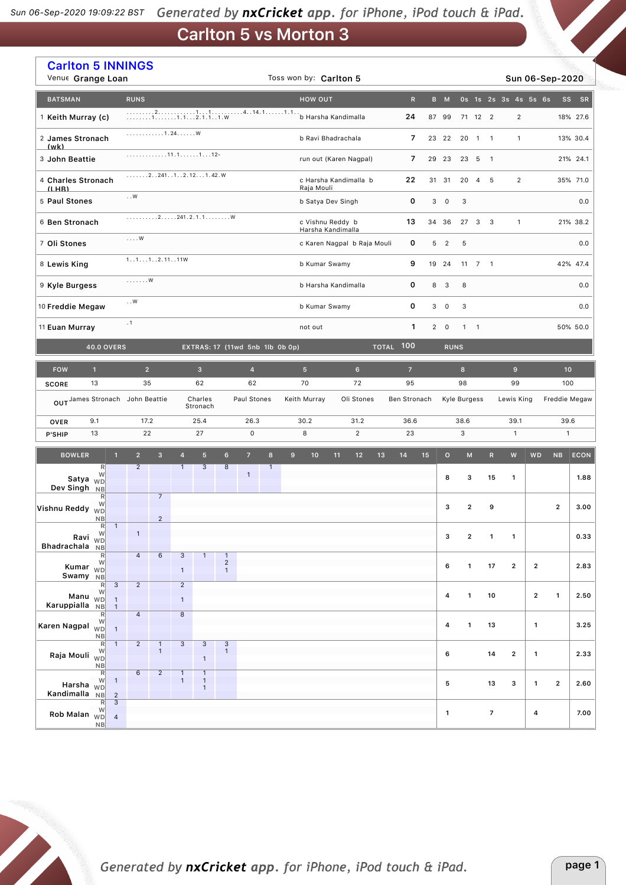# Carlton 5 vs Morton 3

## Carlton 5 INNINGS

Venue: Grange Loan | Toss won by: Carlton 5 | Sun 06-Sep-2020

| BATSMAN | RUNS | HOW OUT | R | B | M | 0s | 1s | 2s | 3s | 4s | 5s | 6s | SS | SR |
|---|---|---|---|---|---|---|---|---|---|---|---|---|---|---|
| 1 Keith Murray (c) | .........2............1...1..........4..14.1......1.1.. .......1.......1.1...2.1.1..1.W | b Harsha Kandimalla | 24 | 87 | 99 | 71 | 12 | 2 | | 2 | | | 18% | 27.6 |
| 2 James Stronach (wk) | ............1.24......W | b Ravi Bhadrachala | 7 | 23 | 22 | 20 | 1 | 1 | | 1 | | | 13% | 30.4 |
| 3 John Beattie | .............11.1.......1...12- | run out (Karen Nagpal) | 7 | 29 | 23 | 23 | 5 | 1 | | | | | 21% | 24.1 |
| 4 Charles Stronach (LHB) | .......2..241..1..2.12...1.42.W | c Harsha Kandimalla b Raja Mouli | 22 | 31 | 31 | 20 | 4 | 5 | | 2 | | | 35% | 71.0 |
| 5 Paul Stones | ..W | b Satya Dev Singh | 0 | 3 | 0 | 3 | | | | | | | | 0.0 |
| 6 Ben Stronach | ..........2.....241.2.1.1........W | c Vishnu Reddy b Harsha Kandimalla | 13 | 34 | 36 | 27 | 3 | 3 | | 1 | | | 21% | 38.2 |
| 7 Oli Stones | ....W | c Karen Nagpal b Raja Mouli | 0 | 5 | 2 | 5 | | | | | | | | 0.0 |
| 8 Lewis King | 1..1...1..2.11..11W | b Kumar Swamy | 9 | 19 | 24 | 11 | 7 | 1 | | | | | 42% | 47.4 |
| 9 Kyle Burgess | .......W | b Harsha Kandimalla | 0 | 8 | 3 | 8 | | | | | | | | 0.0 |
| 10 Freddie Megaw | ..W | b Kumar Swamy | 0 | 3 | 0 | 3 | | | | | | | | 0.0 |
| 11 Euan Murray | .1 | not out | 1 | 2 | 0 | 1 | 1 | | | | | | 50% | 50.0 |
| 40.0 OVERS | EXTRAS: 17 (11wd 5nb 1lb 0b 0p) | TOTAL | 100 | RUNS | | | | | | | | | | |

| FOW | 1 | 2 | 3 | 4 | 5 | 6 | 7 | 8 | 9 | 10 |
|---|---|---|---|---|---|---|---|---|---|---|
| SCORE | 13 | 35 | 62 | 62 | 70 | 72 | 95 | 98 | 99 | 100 |
| OUT | James Stronach | John Beattie | Charles Stronach | Paul Stones | Keith Murray | Oli Stones | Ben Stronach | Kyle Burgess | Lewis King | Freddie Megaw |
| OVER | 9.1 | 17.2 | 25.4 | 26.3 | 30.2 | 31.2 | 36.6 | 38.6 | 39.1 | 39.6 |
| P'SHIP | 13 | 22 | 27 | 0 | 8 | 2 | 23 | 3 | 1 | 1 |

| BOWLER | | 1 | 2 | 3 | 4 | 5 | 6 | 7 | 8 | O | M | R | W | WD | NB | ECON |
|---|---|---|---|---|---|---|---|---|---|---|---|---|---|---|---|---|
| Satya Dev Singh | R | | 2 | | 1 | 3 | 8 | | 1 | 8 | 3 | 15 | 1 | | | 1.88 |
| | W | | | | | | | 1 | | | | | | | | |
| | WD | | | | | | | | | | | | | | | |
| | NB | | | | | | | | | | | | | | | |
| Vishnu Reddy | R | | | 7 | | | | | | 3 | 2 | 9 | | | 2 | 3.00 |
| | W | | | | | | | | | | | | | | | |
| | WD | | | | | | | | | | | | | | | |
| | NB | | | 2 | | | | | | | | | | | | |
| Ravi Bhadrachala | R | 1 | | | | | | | | 3 | 2 | 1 | 1 | | | 0.33 |
| | W | | 1 | | | | | | | | | | | | | |
| | WD | | | | | | | | | | | | | | | |
| | NB | | | | | | | | | | | | | | | |
| Kumar Swamy | R | | 4 | 6 | 3 | 1 | 1 | | | 6 | 1 | 17 | 2 | 2 | | 2.83 |
| | W | | | | | | 2 | | | | | | | | | |
| | WD | | | | 1 | | 1 | | | | | | | | | |
| | NB | | | | | | | | | | | | | | | |
| Manu Karuppialla | R | 3 | 2 | | 2 | | | | | 4 | 1 | 10 | | 2 | 1 | 2.50 |
| | W | | | | | | | | | | | | | | | |
| | WD | 1 | | | 1 | | | | | | | | | | | |
| | NB | 1 | | | | | | | | | | | | | | |
| Karen Nagpal | R | | 4 | | 8 | | | | | 4 | 1 | 13 | | 1 | | 3.25 |
| | W | | | | | | | | | | | | | | | |
| | WD | 1 | | | | | | | | | | | | | | |
| | NB | | | | | | | | | | | | | | | |
| Raja Mouli | R | 1 | 2 | 1 | 3 | 3 | 3 | | | 6 | | 14 | 2 | 1 | | 2.33 |
| | W | | | 1 | | | 1 | | | | | | | | | |
| | WD | | | | | 1 | | | | | | | | | | |
| | NB | | | | | | | | | | | | | | | |
| Harsha Kandimalla | R | | 6 | 2 | 1 | 1 | | | | 5 | | 13 | 3 | 1 | 2 | 2.60 |
| | W | 1 | | | 1 | 1 | | | | | | | | | | |
| | WD | | | | | 1 | | | | | | | | | | |
| | NB | 2 | | | | | | | | | | | | | | |
| Rob Malan | R | 3 | | | | | | | | 1 | | 7 | | 4 | | 7.00 |
| | W | | | | | | | | | | | | | | | |
| | WD | 4 | | | | | | | | | | | | | | |
| | NB | | | | | | | | | | | | | | | |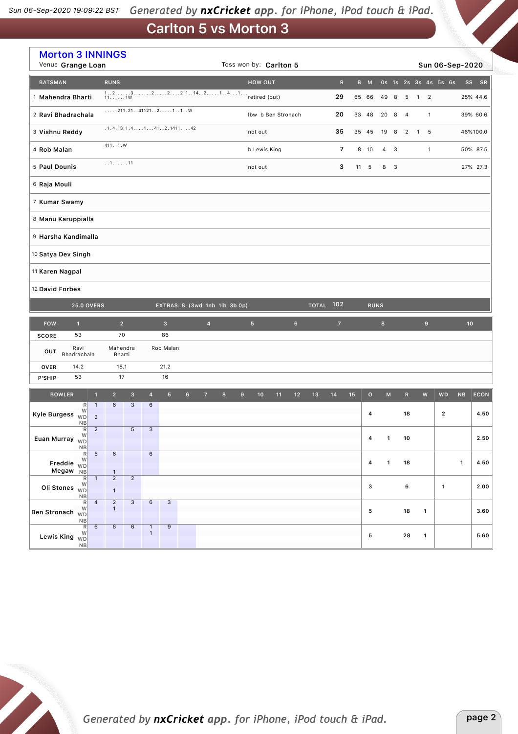# Carlton 5 vs Morton 3

## Morton 3 INNINGS

Venue **Grange Loan** | Toss won by: **Carlton 5** | **Sun 06-Sep-2020**

| # | BATSMAN | RUNS | HOW OUT | R | B | M | 0s | 1s | 2s | 3s | 4s | 5s | 6s | SS | SR |
|---|---|---|---|---|---|---|---|---|---|---|---|---|---|---|---|
| 1 | Mahendra Bharti | 1..2......3.......2.....2....2.1..14..2.....1..4...1... 11......1W | retired (out) | 29 | 65 | 66 | 49 | 8 | 5 | 1 | 2 | | | 25% | 44.6 |
| 2 | Ravi Bhadrachala | .....211.21..41121..2.....1..1..W | lbw b Ben Stronach | 20 | 33 | 48 | 20 | 8 | 4 | | 1 | | | 39% | 60.6 |
| 3 | Vishnu Reddy | .1.4.13.1.4....1...41..2.1411....42 | not out | 35 | 35 | 45 | 19 | 8 | 2 | 1 | 5 | | | 46% | 100.0 |
| 4 | Rob Malan | 411..1.W | b Lewis King | 7 | 8 | 10 | 4 | 3 | | | 1 | | | 50% | 87.5 |
| 5 | Paul Dounis | ..1......11 | not out | 3 | 11 | 5 | 8 | 3 | | | | | | 27% | 27.3 |
| 6 | Raja Mouli | | | | | | | | | | | | | | |
| 7 | Kumar Swamy | | | | | | | | | | | | | | |
| 8 | Manu Karuppialla | | | | | | | | | | | | | | |
| 9 | Harsha Kandimalla | | | | | | | | | | | | | | |
| 10 | Satya Dev Singh | | | | | | | | | | | | | | |
| 11 | Karen Nagpal | | | | | | | | | | | | | | |
| 12 | David Forbes | | | | | | | | | | | | | | |

25.0 OVERS | EXTRAS: 8 (3wd 1nb 1lb 3b 0p) | TOTAL 102 RUNS

| FOW | 1 | 2 | 3 | 4 | 5 | 6 | 7 | 8 | 9 | 10 |
|---|---|---|---|---|---|---|---|---|---|---|
| SCORE | 53 | 70 | 86 | | | | | | | |
| OUT | Ravi Bhadrachala | Mahendra Bharti | Rob Malan | | | | | | | |
| OVER | 14.2 | 18.1 | 21.2 | | | | | | | |
| P'SHIP | 53 | 17 | 16 | | | | | | | |

| BOWLER | | 1 | 2 | 3 | 4 | 5 | 6 | O | M | R | W | WD | NB | ECON |
|---|---|---|---|---|---|---|---|---|---|---|---|---|---|---|
| Kyle Burgess | R | 1 | 6 | 3 | 6 | | | 4 | | 18 | | 2 | | 4.50 |
| | W | | | | | | | | | | | | | |
| | WD | 2 | | | | | | | | | | | | |
| | NB | | | | | | | | | | | | | |
| Euan Murray | R | 2 | | 5 | 3 | | | 4 | 1 | 10 | | | | 2.50 |
| | W | | | | | | | | | | | | | |
| | WD | | | | | | | | | | | | | |
| | NB | | | | | | | | | | | | | |
| Freddie Megaw | R | 5 | 6 | | 6 | | | 4 | 1 | 18 | | | 1 | 4.50 |
| | W | | | | | | | | | | | | | |
| | WD | | | | | | | | | | | | | |
| | NB | | 1 | | | | | | | | | | | |
| Oli Stones | R | 1 | 2 | 2 | | | | 3 | | 6 | | 1 | | 2.00 |
| | W | | | | | | | | | | | | | |
| | WD | | 1 | | | | | | | | | | | |
| | NB | | | | | | | | | | | | | |
| Ben Stronach | R | 4 | 2 | 3 | 6 | 3 | | 5 | | 18 | 1 | | | 3.60 |
| | W | | 1 | | | | | | | | | | | |
| | WD | | | | | | | | | | | | | |
| | NB | | | | | | | | | | | | | |
| Lewis King | R | 6 | 6 | 6 | 1 | 9 | | 5 | | 28 | 1 | | | 5.60 |
| | W | | | | 1 | | | | | | | | | |
| | WD | | | | | | | | | | | | | |
| | NB | | | | | | | | | | | | | |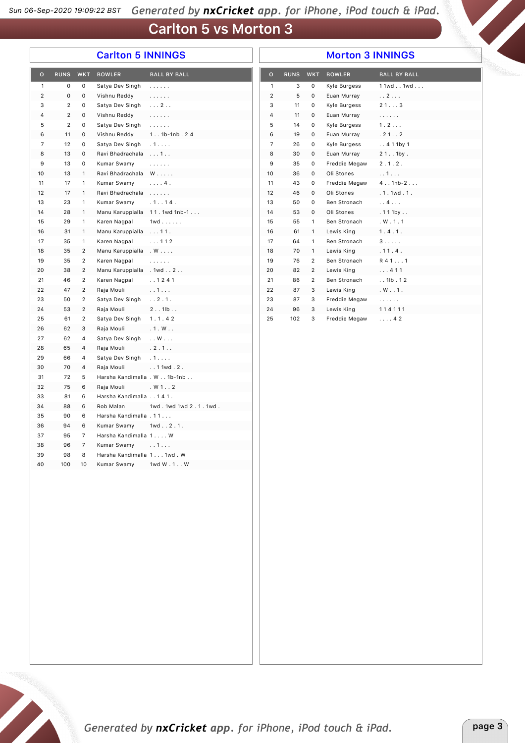# Carlton 5 vs Morton 3

## Carlton 5 INNINGS

| O | RUNS | WKT | BOWLER | BALL BY BALL |
|---|---|---|---|---|
| 1 | 0 | 0 | Satya Dev Singh | . . . . . . |
| 2 | 0 | 0 | Vishnu Reddy | . . . . . . |
| 3 | 2 | 0 | Satya Dev Singh | . . . 2 . . |
| 4 | 2 | 0 | Vishnu Reddy | . . . . . . |
| 5 | 2 | 0 | Satya Dev Singh | . . . . . . |
| 6 | 11 | 0 | Vishnu Reddy | 1 . . 1b-1nb . 2 4 |
| 7 | 12 | 0 | Satya Dev Singh | . 1 . . . . |
| 8 | 13 | 0 | Ravi Bhadrachala | . . . 1 . . |
| 9 | 13 | 0 | Kumar Swamy | . . . . . . |
| 10 | 13 | 1 | Ravi Bhadrachala | W . . . . . |
| 11 | 17 | 1 | Kumar Swamy | . . . . 4 . |
| 12 | 17 | 1 | Ravi Bhadrachala | . . . . . . |
| 13 | 23 | 1 | Kumar Swamy | . 1 . . 1 4 . |
| 14 | 28 | 1 | Manu Karuppialla | 1 1 . 1wd 1nb-1 . . . |
| 15 | 29 | 1 | Karen Nagpal | 1wd . . . . . . |
| 16 | 31 | 1 | Manu Karuppialla | . . . 1 1 . |
| 17 | 35 | 1 | Karen Nagpal | . . . 1 1 2 |
| 18 | 35 | 2 | Manu Karuppialla | . W . . . . |
| 19 | 35 | 2 | Karen Nagpal | . . . . . . |
| 20 | 38 | 2 | Manu Karuppialla | . 1wd . . 2 . . |
| 21 | 46 | 2 | Karen Nagpal | . . 1 2 4 1 |
| 22 | 47 | 2 | Raja Mouli | . . 1 . . . |
| 23 | 50 | 2 | Satya Dev Singh | . . 2 . 1 . |
| 24 | 53 | 2 | Raja Mouli | 2 . . 1lb . . |
| 25 | 61 | 2 | Satya Dev Singh | 1 . 1 . 4 2 |
| 26 | 62 | 3 | Raja Mouli | . 1 . W . . |
| 27 | 62 | 4 | Satya Dev Singh | . . W . . . |
| 28 | 65 | 4 | Raja Mouli | . 2 . 1 . . |
| 29 | 66 | 4 | Satya Dev Singh | . 1 . . . . |
| 30 | 70 | 4 | Raja Mouli | . . 1 1wd . 2 . |
| 31 | 72 | 5 | Harsha Kandimalla | . W . . 1b-1nb . . |
| 32 | 75 | 6 | Raja Mouli | . W 1 . . 2 |
| 33 | 81 | 6 | Harsha Kandimalla | . . 1 4 1 . |
| 34 | 88 | 6 | Rob Malan | 1wd . 1wd 1wd 2 . 1 . 1wd . |
| 35 | 90 | 6 | Harsha Kandimalla | . 1 1 . . . |
| 36 | 94 | 6 | Kumar Swamy | 1wd . . 2 . 1 . |
| 37 | 95 | 7 | Harsha Kandimalla | 1 . . . . W |
| 38 | 96 | 7 | Kumar Swamy | . . 1 . . . |
| 39 | 98 | 8 | Harsha Kandimalla | 1 . . . 1wd . W |
| 40 | 100 | 10 | Kumar Swamy | 1wd W . 1 . . W |

## Morton 3 INNINGS

| O | RUNS | WKT | BOWLER | BALL BY BALL |
|---|---|---|---|---|
| 1 | 3 | 0 | Kyle Burgess | 1 1wd . . 1wd . . . |
| 2 | 5 | 0 | Euan Murray | . . 2 . . . |
| 3 | 11 | 0 | Kyle Burgess | 2 1 . . . 3 |
| 4 | 11 | 0 | Euan Murray | . . . . . . |
| 5 | 14 | 0 | Kyle Burgess | 1 . 2 . . . |
| 6 | 19 | 0 | Euan Murray | . 2 1 . . 2 |
| 7 | 26 | 0 | Kyle Burgess | . . 4 1 1by 1 |
| 8 | 30 | 0 | Euan Murray | 2 1 . . 1by . |
| 9 | 35 | 0 | Freddie Megaw | 2 . 1 . 2 . |
| 10 | 36 | 0 | Oli Stones | . . 1 . . . |
| 11 | 43 | 0 | Freddie Megaw | 4 . . 1nb-2 . . . |
| 12 | 46 | 0 | Oli Stones | . 1 . 1wd . 1 . |
| 13 | 50 | 0 | Ben Stronach | . . 4 . . . |
| 14 | 53 | 0 | Oli Stones | . 1 1 1by . . |
| 15 | 55 | 1 | Ben Stronach | . W . 1 . 1 |
| 16 | 61 | 1 | Lewis King | 1 . 4 . 1 . |
| 17 | 64 | 1 | Ben Stronach | 3 . . . . . |
| 18 | 70 | 1 | Lewis King | . 1 1 . 4 . |
| 19 | 76 | 2 | Ben Stronach | R 4 1 . . . 1 |
| 20 | 82 | 2 | Lewis King | . . . 4 1 1 |
| 21 | 86 | 2 | Ben Stronach | . . 1lb . 1 2 |
| 22 | 87 | 3 | Lewis King | . W . . 1 . |
| 23 | 87 | 3 | Freddie Megaw | . . . . . . |
| 24 | 96 | 3 | Lewis King | 1 1 4 1 1 1 |
| 25 | 102 | 3 | Freddie Megaw | . . . . 4 2 |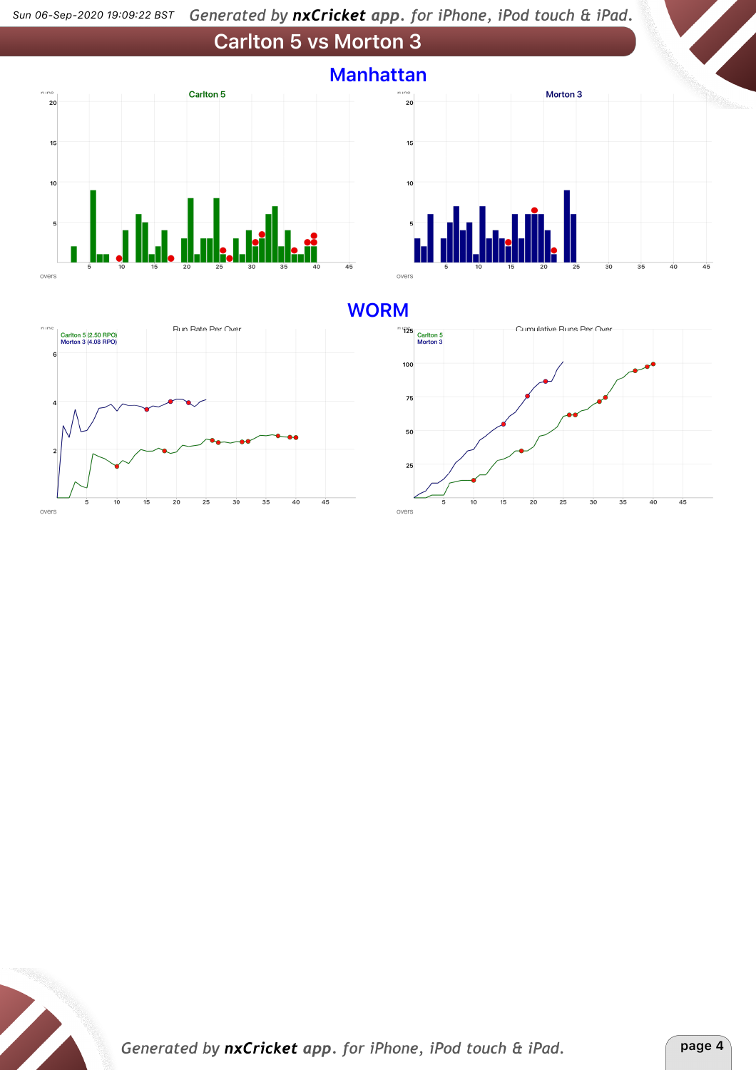# Carlton 5 vs Morton 3

## Manhattan

**Carlton 5**

**Morton 3**

## WORM

Run Rate Per Over

Carlton 5 (2.50 RPO)
Morton 3 (4.08 RPO)

Cumulative Runs Per Over

Carlton 5
Morton 3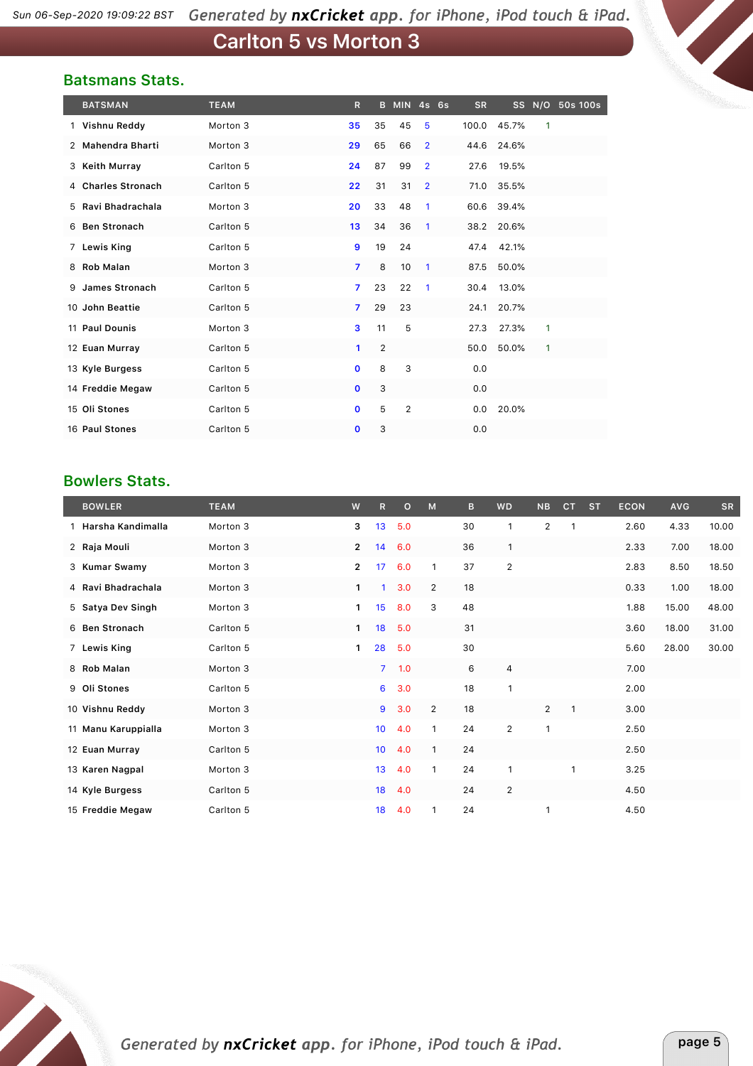# Carlton 5 vs Morton 3

## Batsmans Stats.

| | BATSMAN | TEAM | R | B | MIN | 4s | 6s | SR | SS | N/O | 50s | 100s |
|---|---|---|---|---|---|---|---|---|---|---|---|---|
| 1 | Vishnu Reddy | Morton 3 | 35 | 35 | 45 | 5 | | 100.0 | 45.7% | 1 | | |
| 2 | Mahendra Bharti | Morton 3 | 29 | 65 | 66 | 2 | | 44.6 | 24.6% | | | |
| 3 | Keith Murray | Carlton 5 | 24 | 87 | 99 | 2 | | 27.6 | 19.5% | | | |
| 4 | Charles Stronach | Carlton 5 | 22 | 31 | 31 | 2 | | 71.0 | 35.5% | | | |
| 5 | Ravi Bhadrachala | Morton 3 | 20 | 33 | 48 | 1 | | 60.6 | 39.4% | | | |
| 6 | Ben Stronach | Carlton 5 | 13 | 34 | 36 | 1 | | 38.2 | 20.6% | | | |
| 7 | Lewis King | Carlton 5 | 9 | 19 | 24 | | | 47.4 | 42.1% | | | |
| 8 | Rob Malan | Morton 3 | 7 | 8 | 10 | 1 | | 87.5 | 50.0% | | | |
| 9 | James Stronach | Carlton 5 | 7 | 23 | 22 | 1 | | 30.4 | 13.0% | | | |
| 10 | John Beattie | Carlton 5 | 7 | 29 | 23 | | | 24.1 | 20.7% | | | |
| 11 | Paul Dounis | Morton 3 | 3 | 11 | 5 | | | 27.3 | 27.3% | 1 | | |
| 12 | Euan Murray | Carlton 5 | 1 | 2 | | | | 50.0 | 50.0% | 1 | | |
| 13 | Kyle Burgess | Carlton 5 | 0 | 8 | 3 | | | 0.0 | | | | |
| 14 | Freddie Megaw | Carlton 5 | 0 | 3 | | | | 0.0 | | | | |
| 15 | Oli Stones | Carlton 5 | 0 | 5 | 2 | | | 0.0 | 20.0% | | | |
| 16 | Paul Stones | Carlton 5 | 0 | 3 | | | | 0.0 | | | | |

## Bowlers Stats.

| | BOWLER | TEAM | W | R | O | M | B | WD | NB | CT | ST | ECON | AVG | SR |
|---|---|---|---|---|---|---|---|---|---|---|---|---|---|---|
| 1 | Harsha Kandimalla | Morton 3 | 3 | 13 | 5.0 | | 30 | 1 | 2 | 1 | | 2.60 | 4.33 | 10.00 |
| 2 | Raja Mouli | Morton 3 | 2 | 14 | 6.0 | | 36 | 1 | | | | 2.33 | 7.00 | 18.00 |
| 3 | Kumar Swamy | Morton 3 | 2 | 17 | 6.0 | 1 | 37 | 2 | | | | 2.83 | 8.50 | 18.50 |
| 4 | Ravi Bhadrachala | Morton 3 | 1 | 1 | 3.0 | 2 | 18 | | | | | 0.33 | 1.00 | 18.00 |
| 5 | Satya Dev Singh | Morton 3 | 1 | 15 | 8.0 | 3 | 48 | | | | | 1.88 | 15.00 | 48.00 |
| 6 | Ben Stronach | Carlton 5 | 1 | 18 | 5.0 | | 31 | | | | | 3.60 | 18.00 | 31.00 |
| 7 | Lewis King | Carlton 5 | 1 | 28 | 5.0 | | 30 | | | | | 5.60 | 28.00 | 30.00 |
| 8 | Rob Malan | Morton 3 | | 7 | 1.0 | | 6 | 4 | | | | 7.00 | | |
| 9 | Oli Stones | Carlton 5 | | 6 | 3.0 | | 18 | 1 | | | | 2.00 | | |
| 10 | Vishnu Reddy | Morton 3 | | 9 | 3.0 | 2 | 18 | | 2 | 1 | | 3.00 | | |
| 11 | Manu Karuppialla | Morton 3 | | 10 | 4.0 | 1 | 24 | 2 | 1 | | | 2.50 | | |
| 12 | Euan Murray | Carlton 5 | | 10 | 4.0 | 1 | 24 | | | | | 2.50 | | |
| 13 | Karen Nagpal | Morton 3 | | 13 | 4.0 | 1 | 24 | 1 | | 1 | | 3.25 | | |
| 14 | Kyle Burgess | Carlton 5 | | 18 | 4.0 | | 24 | 2 | | | | 4.50 | | |
| 15 | Freddie Megaw | Carlton 5 | | 18 | 4.0 | 1 | 24 | | 1 | | | 4.50 | | |